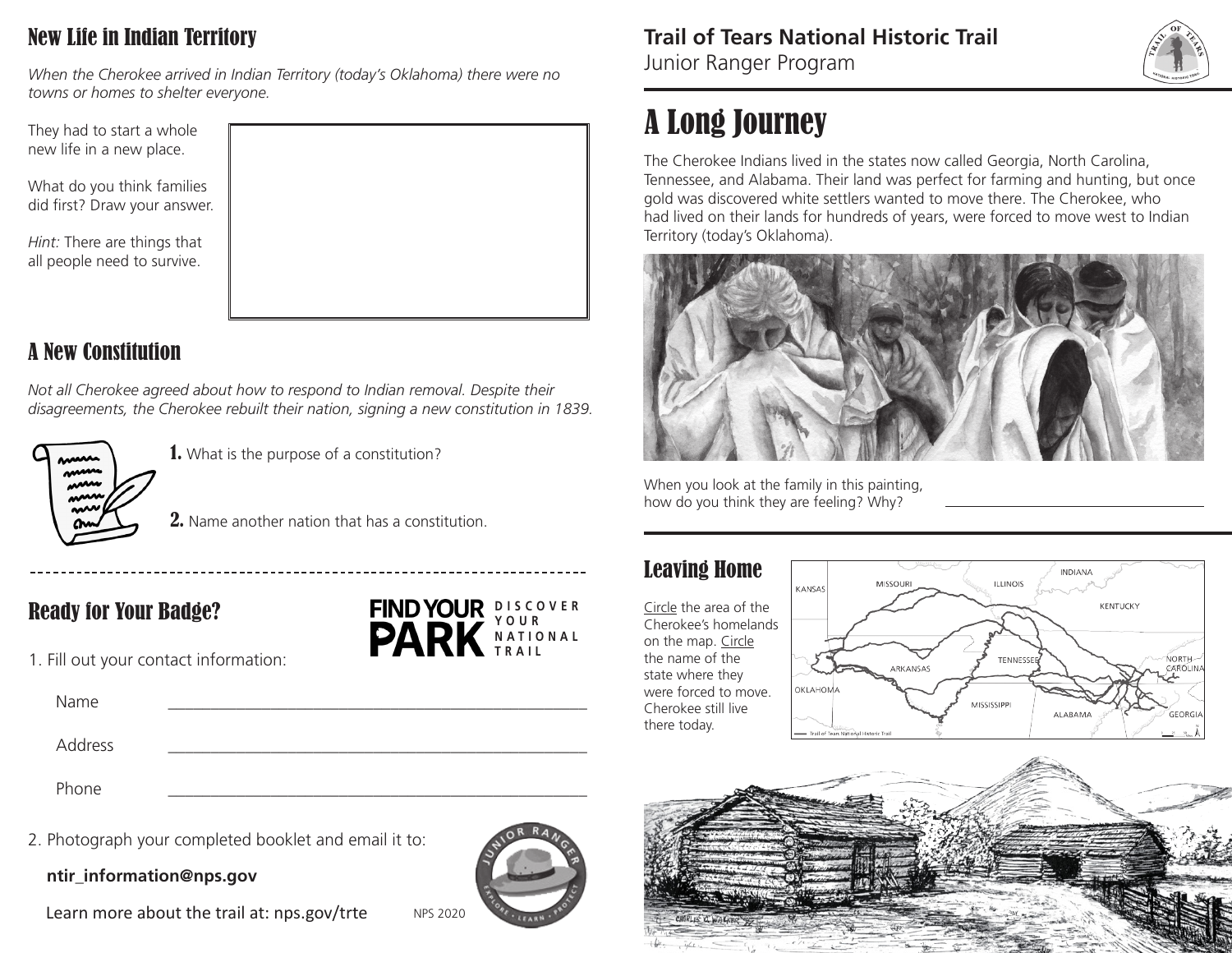## New Life in Indian Territory

*When the Cherokee arrived in Indian Territory (today's Oklahoma) there were no towns or homes to shelter everyone.*

They had to start a whole new life in a new place.

What do you think families did first? Draw your answer.

*Hint:* There are things that all people need to survive.

## A New Constitution

*Not all Cherokee agreed about how to respond to Indian removal. Despite their disagreements, the Cherokee rebuilt their nation, signing a new constitution in 1839.*

**1.** What is the purpose of a constitution?

**2.** Name another nation that has a constitution.

## Ready for Your Badge?

FIND YOUR PARK DISCOVER YOUR NATIONAL TRAIL

1. Fill out your contact information:

Name \_\_\_\_\_\_\_\_\_\_\_\_\_\_\_\_\_\_\_\_\_\_\_\_\_\_\_\_\_\_\_\_\_\_\_\_\_\_\_\_

Address \_\_\_\_\_\_\_\_\_\_\_\_\_\_\_\_\_\_\_\_\_\_\_\_\_\_\_\_\_\_\_\_\_\_\_\_\_\_\_\_

Phone \_\_\_\_\_\_\_\_\_\_\_\_\_\_\_\_\_\_\_\_\_\_\_\_\_\_\_\_\_\_\_\_\_\_\_\_\_\_\_\_

2. Photograph your completed booklet and email it to:

**ntir_information@nps.gov**

Learn more about the trail at: nps.gov/trte

NPS 2020

# Trail of Tears National Historic Trail

Junior Ranger Program

# A Long Journey

The Cherokee Indians lived in the states now called Georgia, North Carolina, Tennessee, and Alabama. Their land was perfect for farming and hunting, but once gold was discovered white settlers wanted to move there. The Cherokee, who had lived on their lands for hundreds of years, were forced to move west to Indian Territory (today's Oklahoma).

When you look at the family in this painting, how do you think they are feeling? Why? \_\_\_\_\_\_\_\_\_\_\_\_\_\_\_\_\_\_\_\_

## Leaving Home

Circle the area of the Cherokee's homelands on the map. Circle the name of the state where they were forced to move. Cherokee still live there today.

KANSAS, MISSOURI, ILLINOIS, INDIANA, KENTUCKY, ARKANSAS, TENNESSEE, NORTH CAROLINA, OKLAHOMA, MISSISSIPPI, ALABAMA, GEORGIA

Trail of Tears National Historic Trail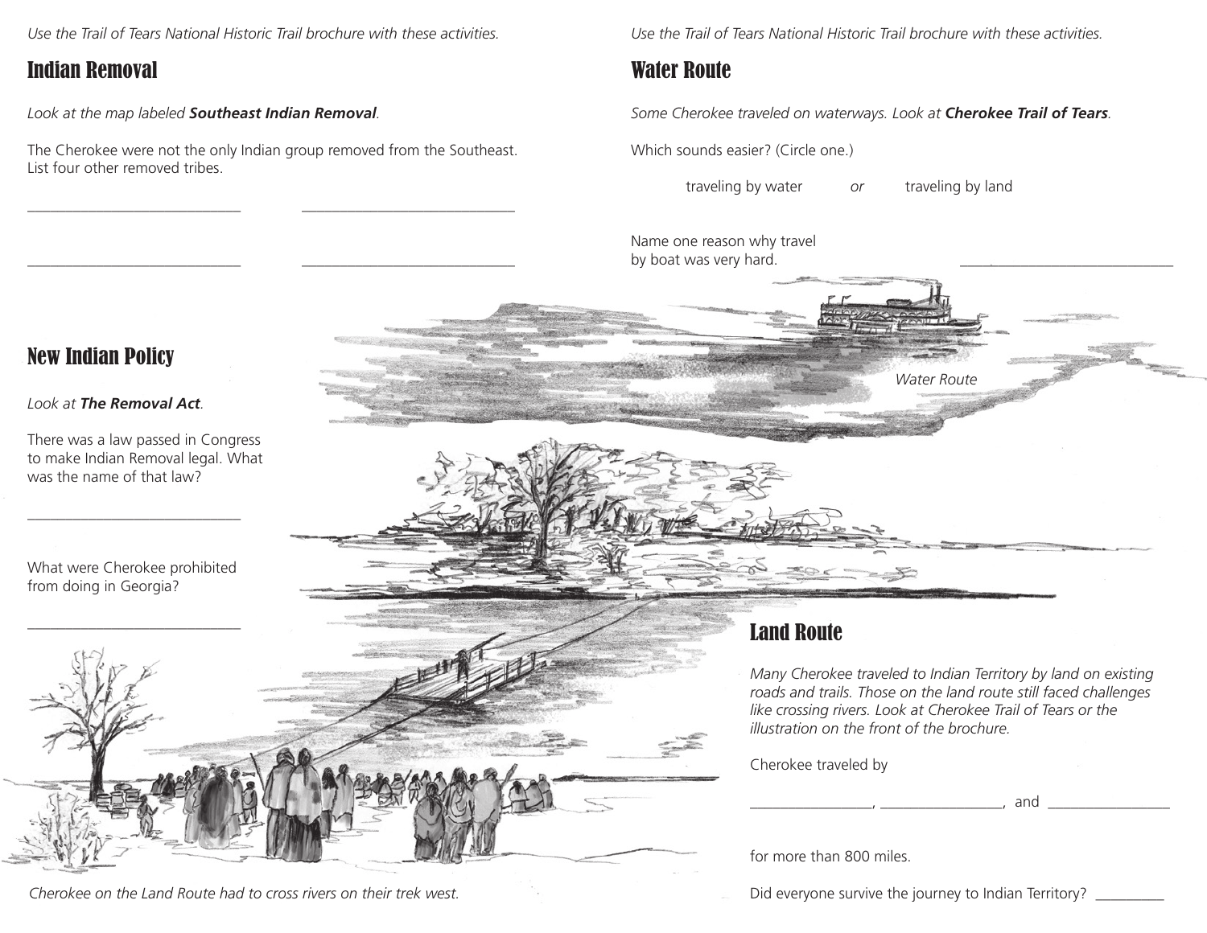*Use the Trail of Tears National Historic Trail brochure with these activities.*

## Indian Removal

*Look at the map labeled **Southeast Indian Removal**.*

The Cherokee were not the only Indian group removed from the Southeast. List four other removed tribes.

____________________________ ____________________________

____________________________ ____________________________

## New Indian Policy

*Look at **The Removal Act**.*

There was a law passed in Congress to make Indian Removal legal. What was the name of that law?

____________________________

What were Cherokee prohibited from doing in Georgia?

____________________________

*Cherokee on the Land Route had to cross rivers on their trek west.*

*Use the Trail of Tears National Historic Trail brochure with these activities.*

## Water Route

*Some Cherokee traveled on waterways. Look at **Cherokee Trail of Tears**.*

Which sounds easier? (Circle one.)

traveling by water *or* traveling by land

Name one reason why travel by boat was very hard. ____________________________

*Water Route*

## Land Route

*Many Cherokee traveled to Indian Territory by land on existing roads and trails. Those on the land route still faced challenges like crossing rivers. Look at Cherokee Trail of Tears or the illustration on the front of the brochure.*

Cherokee traveled by

________________, ________________, and ________________

for more than 800 miles.

Did everyone survive the journey to Indian Territory? _________